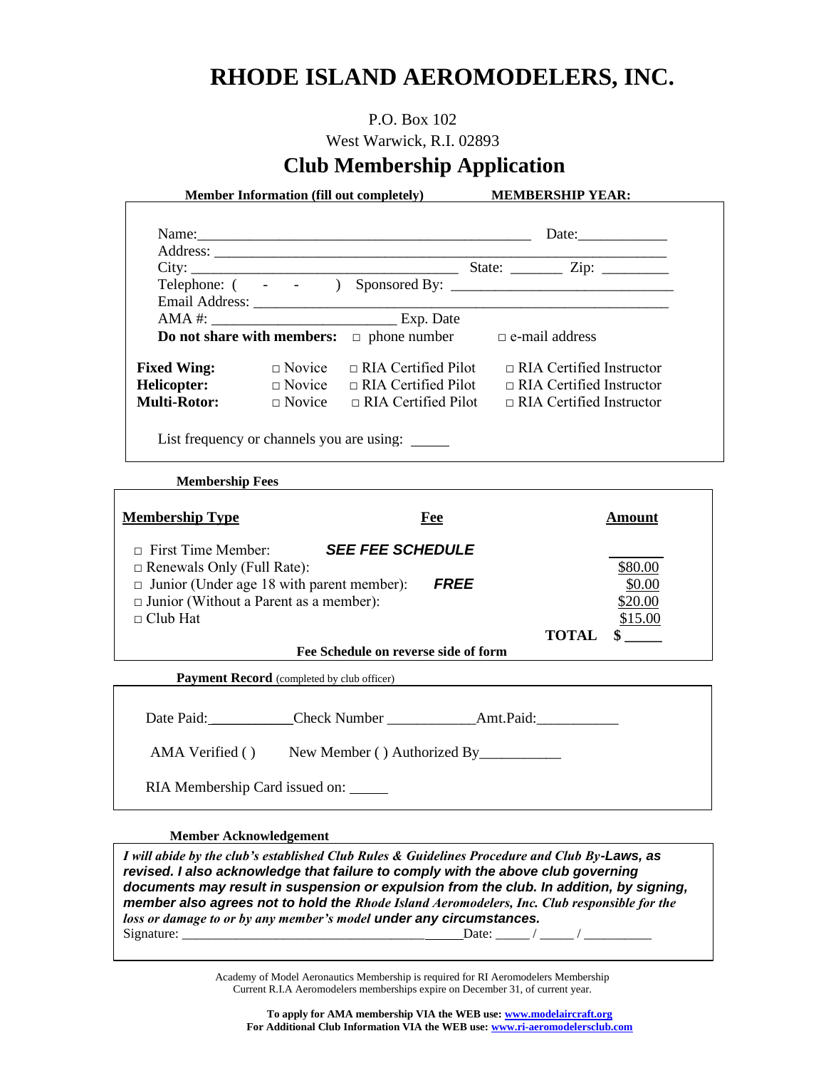# RHODE ISLAND AEROMODELERS, INC.

P.O. Box 102

West Warwick, R.I. 02893

## Club Membership Application

**Member Information (fill out completely)** **MEMBERSHIP YEAR:**

Name:_____________________________________________ Date:____________

Address: ____________________________________________________________

City: ___________________________________ State: _______ Zip: _________

Telephone: ( - - ) Sponsored By: ______________________________

Email Address: _______________________________________________________

AMA #: _________________________ Exp. Date

**Do not share with members:** □ phone number □ e-mail address

| | | | |
|---|---|---|---|
| **Fixed Wing:** | □ Novice | □ RIA Certified Pilot | □ RIA Certified Instructor |
| **Helicopter:** | □ Novice | □ RIA Certified Pilot | □ RIA Certified Instructor |
| **Multi-Rotor:** | □ Novice | □ RIA Certified Pilot | □ RIA Certified Instructor |

List frequency or channels you are using: _____

**Membership Fees**

| **Membership Type** | **Fee** | **Amount** |
|---|---|---|
| □ First Time Member: | ***SEE FEE SCHEDULE*** | ______ |
| □ Renewals Only (Full Rate): | | $80.00 |
| □ Junior (Under age 18 with parent member): | ***FREE*** | $0.00 |
| □ Junior (Without a Parent as a member): | | $20.00 |
| □ Club Hat | | $15.00 |
| | **TOTAL** | **$ _____** |

**Fee Schedule on reverse side of form**

**Payment Record** (completed by club officer)

Date Paid:___________ Check Number ___________ Amt.Paid:___________

AMA Verified ( ) New Member ( ) Authorized By___________

RIA Membership Card issued on: _____

**Member Acknowledgement**

***I will abide by the club's established Club Rules & Guidelines Procedure and Club By-Laws, as revised. I also acknowledge that failure to comply with the above club governing documents may result in suspension or expulsion from the club. In addition, by signing, member also agrees not to hold the Rhode Island Aeromodelers, Inc. Club responsible for the loss or damage to or by any member's model under any circumstances.***

Signature: ________________________________________ Date: _____ / _____ / _________

Academy of Model Aeronautics Membership is required for RI Aeromodelers Membership
Current R.I.A Aeromodelers memberships expire on December 31, of current year.

**To apply for AMA membership VIA the WEB use: www.modelaircraft.org**
**For Additional Club Information VIA the WEB use: www.ri-aeromodelersclub.com**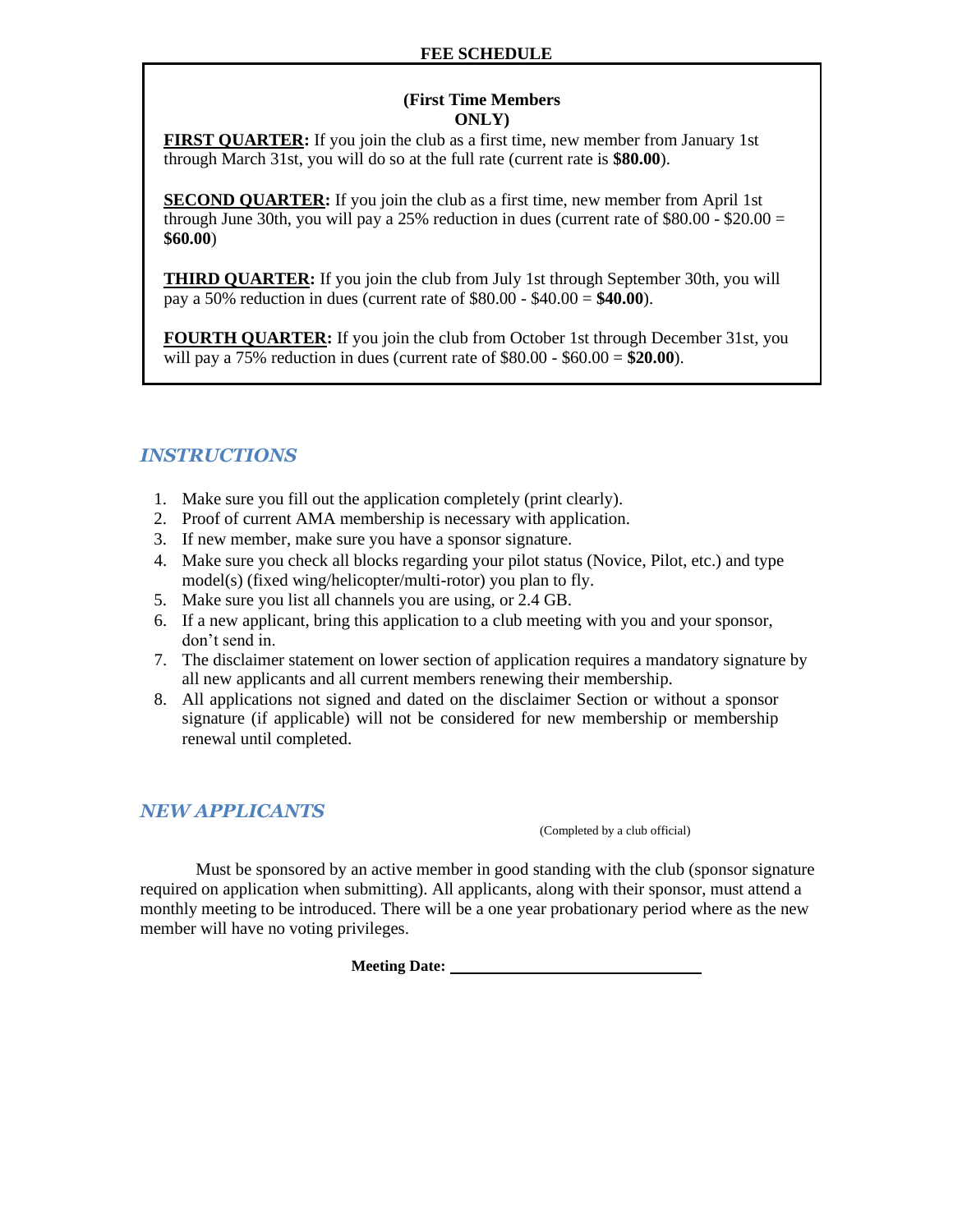**FEE SCHEDULE**

**(First Time Members ONLY)**

**FIRST QUARTER:** If you join the club as a first time, new member from January 1st through March 31st, you will do so at the full rate (current rate is **$80.00**).

**SECOND QUARTER:** If you join the club as a first time, new member from April 1st through June 30th, you will pay a 25% reduction in dues (current rate of $80.00 - $20.00 = **$60.00**)

**THIRD QUARTER:** If you join the club from July 1st through September 30th, you will pay a 50% reduction in dues (current rate of $80.00 - $40.00 = **$40.00**).

**FOURTH QUARTER:** If you join the club from October 1st through December 31st, you will pay a 75% reduction in dues (current rate of $80.00 - $60.00 = **$20.00**).

## *INSTRUCTIONS*

1. Make sure you fill out the application completely (print clearly).
2. Proof of current AMA membership is necessary with application.
3. If new member, make sure you have a sponsor signature.
4. Make sure you check all blocks regarding your pilot status (Novice, Pilot, etc.) and type model(s) (fixed wing/helicopter/multi-rotor) you plan to fly.
5. Make sure you list all channels you are using, or 2.4 GB.
6. If a new applicant, bring this application to a club meeting with you and your sponsor, don't send in.
7. The disclaimer statement on lower section of application requires a mandatory signature by all new applicants and all current members renewing their membership.
8. All applications not signed and dated on the disclaimer Section or without a sponsor signature (if applicable) will not be considered for new membership or membership renewal until completed.

## *NEW APPLICANTS*

(Completed by a club official)

Must be sponsored by an active member in good standing with the club (sponsor signature required on application when submitting). All applicants, along with their sponsor, must attend a monthly meeting to be introduced. There will be a one year probationary period where as the new member will have no voting privileges.

**Meeting Date:** ______________________________